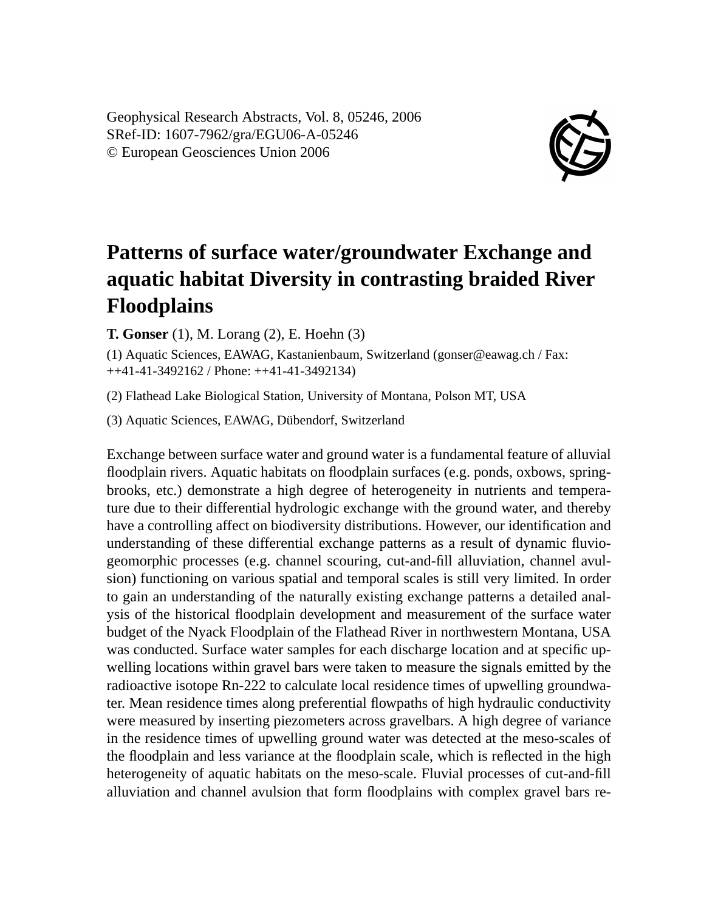Geophysical Research Abstracts, Vol. 8, 05246, 2006
SRef-ID: 1607-7962/gra/EGU06-A-05246
© European Geosciences Union 2006

# Patterns of surface water/groundwater Exchange and aquatic habitat Diversity in contrasting braided River Floodplains

**T. Gonser** (1), M. Lorang (2), E. Hoehn (3)

(1) Aquatic Sciences, EAWAG, Kastanienbaum, Switzerland (gonser@eawag.ch / Fax: ++41-41-3492162 / Phone: ++41-41-3492134)

(2) Flathead Lake Biological Station, University of Montana, Polson MT, USA

(3) Aquatic Sciences, EAWAG, Dübendorf, Switzerland

Exchange between surface water and ground water is a fundamental feature of alluvial floodplain rivers. Aquatic habitats on floodplain surfaces (e.g. ponds, oxbows, spring-brooks, etc.) demonstrate a high degree of heterogeneity in nutrients and temperature due to their differential hydrologic exchange with the ground water, and thereby have a controlling affect on biodiversity distributions. However, our identification and understanding of these differential exchange patterns as a result of dynamic fluvio-geomorphic processes (e.g. channel scouring, cut-and-fill alluviation, channel avulsion) functioning on various spatial and temporal scales is still very limited. In order to gain an understanding of the naturally existing exchange patterns a detailed analysis of the historical floodplain development and measurement of the surface water budget of the Nyack Floodplain of the Flathead River in northwestern Montana, USA was conducted. Surface water samples for each discharge location and at specific upwelling locations within gravel bars were taken to measure the signals emitted by the radioactive isotope Rn-222 to calculate local residence times of upwelling groundwater. Mean residence times along preferential flowpaths of high hydraulic conductivity were measured by inserting piezometers across gravelbars. A high degree of variance in the residence times of upwelling ground water was detected at the meso-scales of the floodplain and less variance at the floodplain scale, which is reflected in the high heterogeneity of aquatic habitats on the meso-scale. Fluvial processes of cut-and-fill alluviation and channel avulsion that form floodplains with complex gravel bars re-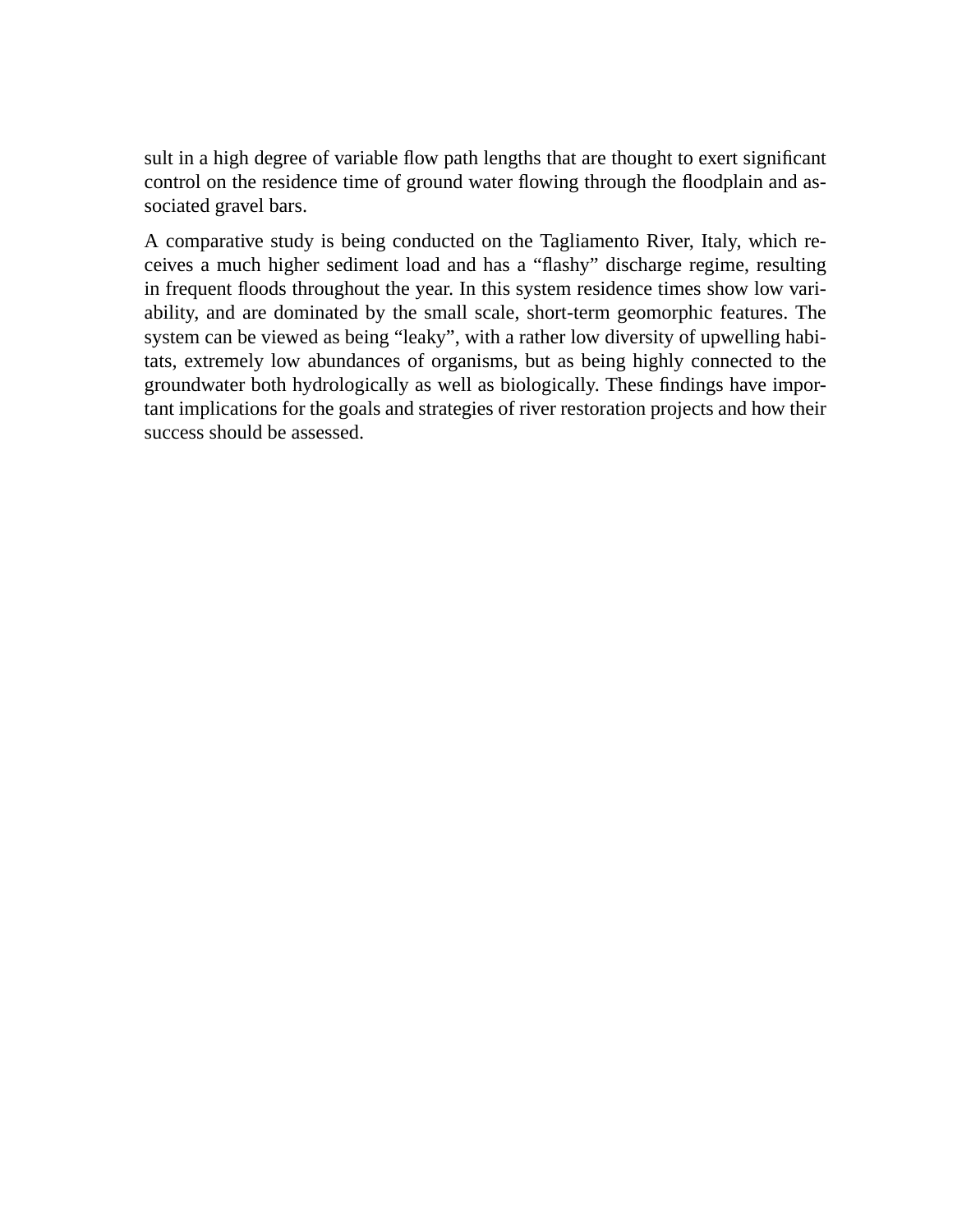sult in a high degree of variable flow path lengths that are thought to exert significant control on the residence time of ground water flowing through the floodplain and associated gravel bars.

A comparative study is being conducted on the Tagliamento River, Italy, which receives a much higher sediment load and has a "flashy" discharge regime, resulting in frequent floods throughout the year. In this system residence times show low variability, and are dominated by the small scale, short-term geomorphic features. The system can be viewed as being "leaky", with a rather low diversity of upwelling habitats, extremely low abundances of organisms, but as being highly connected to the groundwater both hydrologically as well as biologically. These findings have important implications for the goals and strategies of river restoration projects and how their success should be assessed.